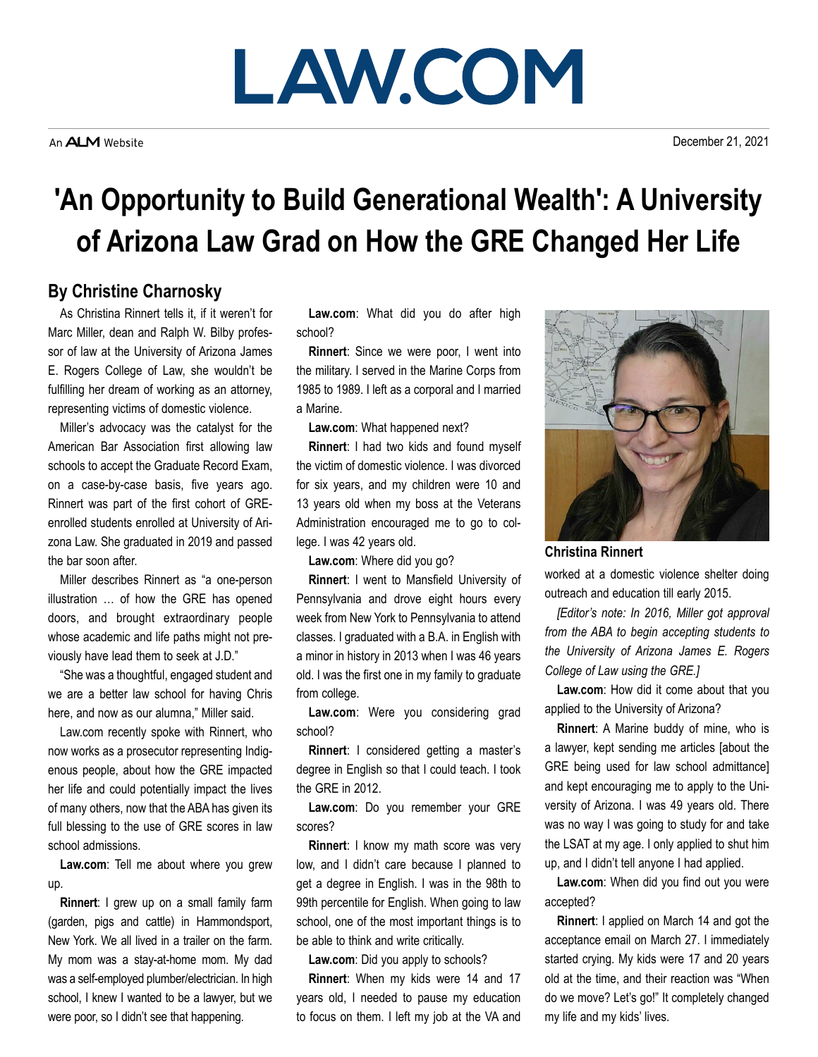# LAW.COM

An ALM Website

December 21, 2021

# 'An Opportunity to Build Generational Wealth': A University of Arizona Law Grad on How the GRE Changed Her Life

## By Christine Charnosky

As Christina Rinnert tells it, if it weren't for Marc Miller, dean and Ralph W. Bilby professor of law at the University of Arizona James E. Rogers College of Law, she wouldn't be fulfilling her dream of working as an attorney, representing victims of domestic violence.

Miller's advocacy was the catalyst for the American Bar Association first allowing law schools to accept the Graduate Record Exam, on a case-by-case basis, five years ago. Rinnert was part of the first cohort of GRE-enrolled students enrolled at University of Arizona Law. She graduated in 2019 and passed the bar soon after.

Miller describes Rinnert as "a one-person illustration … of how the GRE has opened doors, and brought extraordinary people whose academic and life paths might not previously have lead them to seek at J.D."

"She was a thoughtful, engaged student and we are a better law school for having Chris here, and now as our alumna," Miller said.

Law.com recently spoke with Rinnert, who now works as a prosecutor representing Indigenous people, about how the GRE impacted her life and could potentially impact the lives of many others, now that the ABA has given its full blessing to the use of GRE scores in law school admissions.

**Law.com**: Tell me about where you grew up.

**Rinnert**: I grew up on a small family farm (garden, pigs and cattle) in Hammondsport, New York. We all lived in a trailer on the farm. My mom was a stay-at-home mom. My dad was a self-employed plumber/electrician. In high school, I knew I wanted to be a lawyer, but we were poor, so I didn't see that happening.

**Law.com**: What did you do after high school?

**Rinnert**: Since we were poor, I went into the military. I served in the Marine Corps from 1985 to 1989. I left as a corporal and I married a Marine.

**Law.com**: What happened next?

**Rinnert**: I had two kids and found myself the victim of domestic violence. I was divorced for six years, and my children were 10 and 13 years old when my boss at the Veterans Administration encouraged me to go to college. I was 42 years old.

**Law.com**: Where did you go?

**Rinnert**: I went to Mansfield University of Pennsylvania and drove eight hours every week from New York to Pennsylvania to attend classes. I graduated with a B.A. in English with a minor in history in 2013 when I was 46 years old. I was the first one in my family to graduate from college.

**Law.com**: Were you considering grad school?

**Rinnert**: I considered getting a master's degree in English so that I could teach. I took the GRE in 2012.

**Law.com**: Do you remember your GRE scores?

**Rinnert**: I know my math score was very low, and I didn't care because I planned to get a degree in English. I was in the 98th to 99th percentile for English. When going to law school, one of the most important things is to be able to think and write critically.

**Law.com**: Did you apply to schools?

**Rinnert**: When my kids were 14 and 17 years old, I needed to pause my education to focus on them. I left my job at the VA and worked at a domestic violence shelter doing outreach and education till early 2015.

**Christina Rinnert**

*[Editor's note: In 2016, Miller got approval from the ABA to begin accepting students to the University of Arizona James E. Rogers College of Law using the GRE.]*

**Law.com**: How did it come about that you applied to the University of Arizona?

**Rinnert**: A Marine buddy of mine, who is a lawyer, kept sending me articles [about the GRE being used for law school admittance] and kept encouraging me to apply to the University of Arizona. I was 49 years old. There was no way I was going to study for and take the LSAT at my age. I only applied to shut him up, and I didn't tell anyone I had applied.

**Law.com**: When did you find out you were accepted?

**Rinnert**: I applied on March 14 and got the acceptance email on March 27. I immediately started crying. My kids were 17 and 20 years old at the time, and their reaction was "When do we move? Let's go!" It completely changed my life and my kids' lives.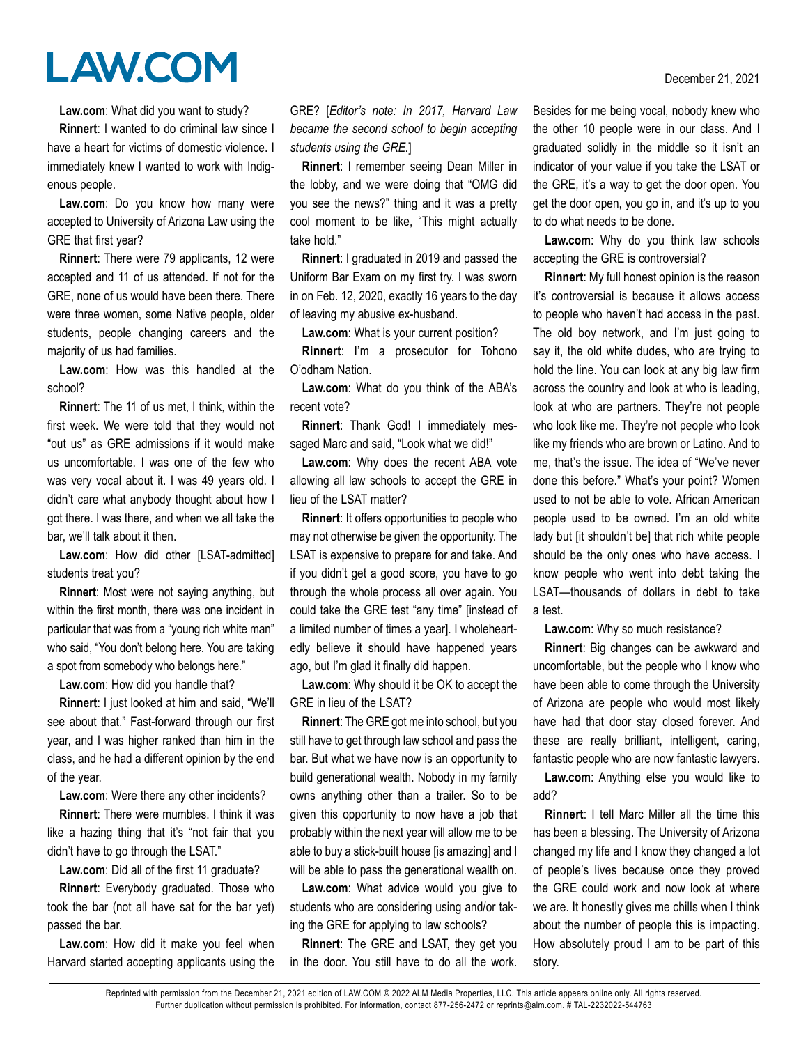**Law.com**: What did you want to study?

**Rinnert**: I wanted to do criminal law since I have a heart for victims of domestic violence. I immediately knew I wanted to work with Indigenous people.

**Law.com**: Do you know how many were accepted to University of Arizona Law using the GRE that first year?

**Rinnert**: There were 79 applicants, 12 were accepted and 11 of us attended. If not for the GRE, none of us would have been there. There were three women, some Native people, older students, people changing careers and the majority of us had families.

**Law.com**: How was this handled at the school?

**Rinnert**: The 11 of us met, I think, within the first week. We were told that they would not "out us" as GRE admissions if it would make us uncomfortable. I was one of the few who was very vocal about it. I was 49 years old. I didn't care what anybody thought about how I got there. I was there, and when we all take the bar, we'll talk about it then.

**Law.com**: How did other [LSAT-admitted] students treat you?

**Rinnert**: Most were not saying anything, but within the first month, there was one incident in particular that was from a "young rich white man" who said, "You don't belong here. You are taking a spot from somebody who belongs here."

**Law.com**: How did you handle that?

**Rinnert**: I just looked at him and said, "We'll see about that." Fast-forward through our first year, and I was higher ranked than him in the class, and he had a different opinion by the end of the year.

**Law.com**: Were there any other incidents?

**Rinnert**: There were mumbles. I think it was like a hazing thing that it's "not fair that you didn't have to go through the LSAT."

**Law.com**: Did all of the first 11 graduate?

**Rinnert**: Everybody graduated. Those who took the bar (not all have sat for the bar yet) passed the bar.

**Law.com**: How did it make you feel when Harvard started accepting applicants using the GRE? [*Editor's note: In 2017, Harvard Law became the second school to begin accepting students using the GRE.*]

**Rinnert**: I remember seeing Dean Miller in the lobby, and we were doing that "OMG did you see the news?" thing and it was a pretty cool moment to be like, "This might actually take hold."

**Rinnert**: I graduated in 2019 and passed the Uniform Bar Exam on my first try. I was sworn in on Feb. 12, 2020, exactly 16 years to the day of leaving my abusive ex-husband.

**Law.com**: What is your current position?

**Rinnert**: I'm a prosecutor for Tohono O'odham Nation.

**Law.com**: What do you think of the ABA's recent vote?

**Rinnert**: Thank God! I immediately messaged Marc and said, "Look what we did!"

**Law.com**: Why does the recent ABA vote allowing all law schools to accept the GRE in lieu of the LSAT matter?

**Rinnert**: It offers opportunities to people who may not otherwise be given the opportunity. The LSAT is expensive to prepare for and take. And if you didn't get a good score, you have to go through the whole process all over again. You could take the GRE test "any time" [instead of a limited number of times a year]. I wholeheartedly believe it should have happened years ago, but I'm glad it finally did happen.

**Law.com**: Why should it be OK to accept the GRE in lieu of the LSAT?

**Rinnert**: The GRE got me into school, but you still have to get through law school and pass the bar. But what we have now is an opportunity to build generational wealth. Nobody in my family owns anything other than a trailer. So to be given this opportunity to now have a job that probably within the next year will allow me to be able to buy a stick-built house [is amazing] and I will be able to pass the generational wealth on.

**Law.com**: What advice would you give to students who are considering using and/or taking the GRE for applying to law schools?

**Rinnert**: The GRE and LSAT, they get you in the door. You still have to do all the work. Besides for me being vocal, nobody knew who the other 10 people were in our class. And I graduated solidly in the middle so it isn't an indicator of your value if you take the LSAT or the GRE, it's a way to get the door open. You get the door open, you go in, and it's up to you to do what needs to be done.

**Law.com**: Why do you think law schools accepting the GRE is controversial?

**Rinnert**: My full honest opinion is the reason it's controversial is because it allows access to people who haven't had access in the past. The old boy network, and I'm just going to say it, the old white dudes, who are trying to hold the line. You can look at any big law firm across the country and look at who is leading, look at who are partners. They're not people who look like me. They're not people who look like my friends who are brown or Latino. And to me, that's the issue. The idea of "We've never done this before." What's your point? Women used to not be able to vote. African American people used to be owned. I'm an old white lady but [it shouldn't be] that rich white people should be the only ones who have access. I know people who went into debt taking the LSAT—thousands of dollars in debt to take a test.

**Law.com**: Why so much resistance?

**Rinnert**: Big changes can be awkward and uncomfortable, but the people who I know who have been able to come through the University of Arizona are people who would most likely have had that door stay closed forever. And these are really brilliant, intelligent, caring, fantastic people who are now fantastic lawyers.

**Law.com**: Anything else you would like to add?

**Rinnert**: I tell Marc Miller all the time this has been a blessing. The University of Arizona changed my life and I know they changed a lot of people's lives because once they proved the GRE could work and now look at where we are. It honestly gives me chills when I think about the number of people this is impacting. How absolutely proud I am to be part of this story.

Reprinted with permission from the December 21, 2021 edition of LAW.COM © 2022 ALM Media Properties, LLC. This article appears online only. All rights reserved. Further duplication without permission is prohibited. For information, contact 877-256-2472 or reprints@alm.com. # TAL-2232022-544763